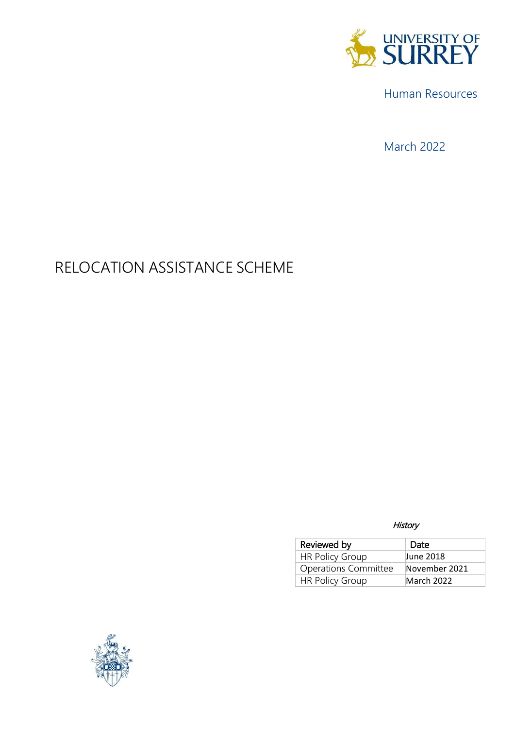UNIVERSITY OF SURREY

Human Resources

March 2022

# RELOCATION ASSISTANCE SCHEME

*History*

| Reviewed by | Date |
|---|---|
| HR Policy Group | June 2018 |
| Operations Committee | November 2021 |
| HR Policy Group | March 2022 |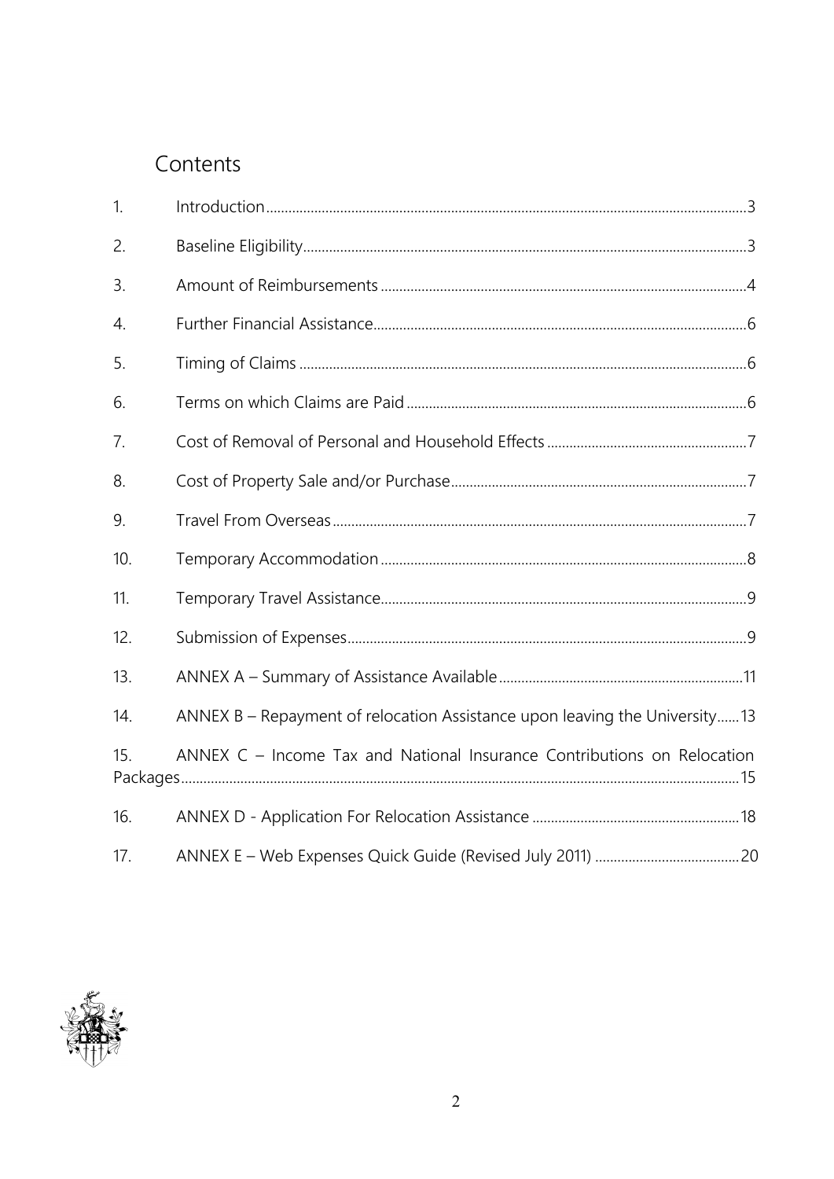# Contents

1. Introduction ..... 3
2. Baseline Eligibility ..... 3
3. Amount of Reimbursements ..... 4
4. Further Financial Assistance ..... 6
5. Timing of Claims ..... 6
6. Terms on which Claims are Paid ..... 6
7. Cost of Removal of Personal and Household Effects ..... 7
8. Cost of Property Sale and/or Purchase ..... 7
9. Travel From Overseas ..... 7
10. Temporary Accommodation ..... 8
11. Temporary Travel Assistance ..... 9
12. Submission of Expenses ..... 9
13. ANNEX A – Summary of Assistance Available ..... 11
14. ANNEX B – Repayment of relocation Assistance upon leaving the University ..... 13
15. ANNEX C – Income Tax and National Insurance Contributions on Relocation Packages ..... 15
16. ANNEX D - Application For Relocation Assistance ..... 18
17. ANNEX E – Web Expenses Quick Guide (Revised July 2011) ..... 20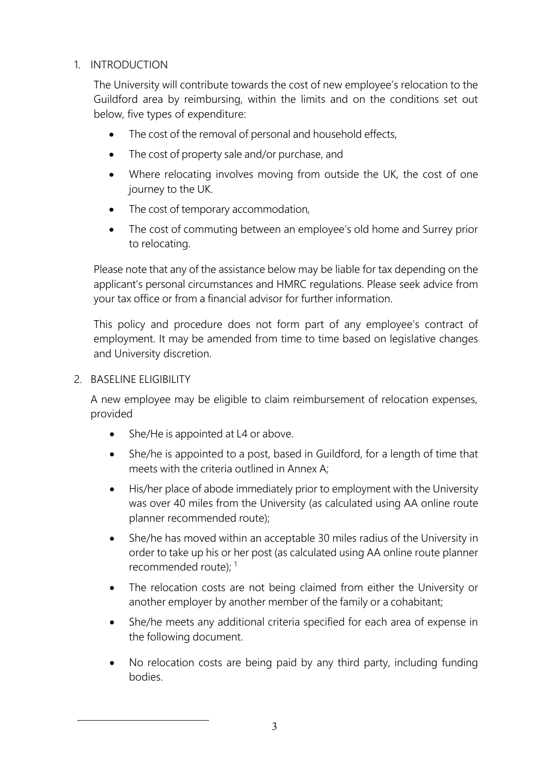## 1. INTRODUCTION

The University will contribute towards the cost of new employee's relocation to the Guildford area by reimbursing, within the limits and on the conditions set out below, five types of expenditure:

- The cost of the removal of personal and household effects,
- The cost of property sale and/or purchase, and
- Where relocating involves moving from outside the UK, the cost of one journey to the UK.
- The cost of temporary accommodation,
- The cost of commuting between an employee's old home and Surrey prior to relocating.

Please note that any of the assistance below may be liable for tax depending on the applicant's personal circumstances and HMRC regulations. Please seek advice from your tax office or from a financial advisor for further information.

This policy and procedure does not form part of any employee's contract of employment. It may be amended from time to time based on legislative changes and University discretion.

## 2. BASELINE ELIGIBILITY

A new employee may be eligible to claim reimbursement of relocation expenses, provided

- She/He is appointed at L4 or above.
- She/he is appointed to a post, based in Guildford, for a length of time that meets with the criteria outlined in Annex A;
- His/her place of abode immediately prior to employment with the University was over 40 miles from the University (as calculated using AA online route planner recommended route);
- She/he has moved within an acceptable 30 miles radius of the University in order to take up his or her post (as calculated using AA online route planner recommended route); [1]
- The relocation costs are not being claimed from either the University or another employer by another member of the family or a cohabitant;
- She/he meets any additional criteria specified for each area of expense in the following document.
- No relocation costs are being paid by any third party, including funding bodies.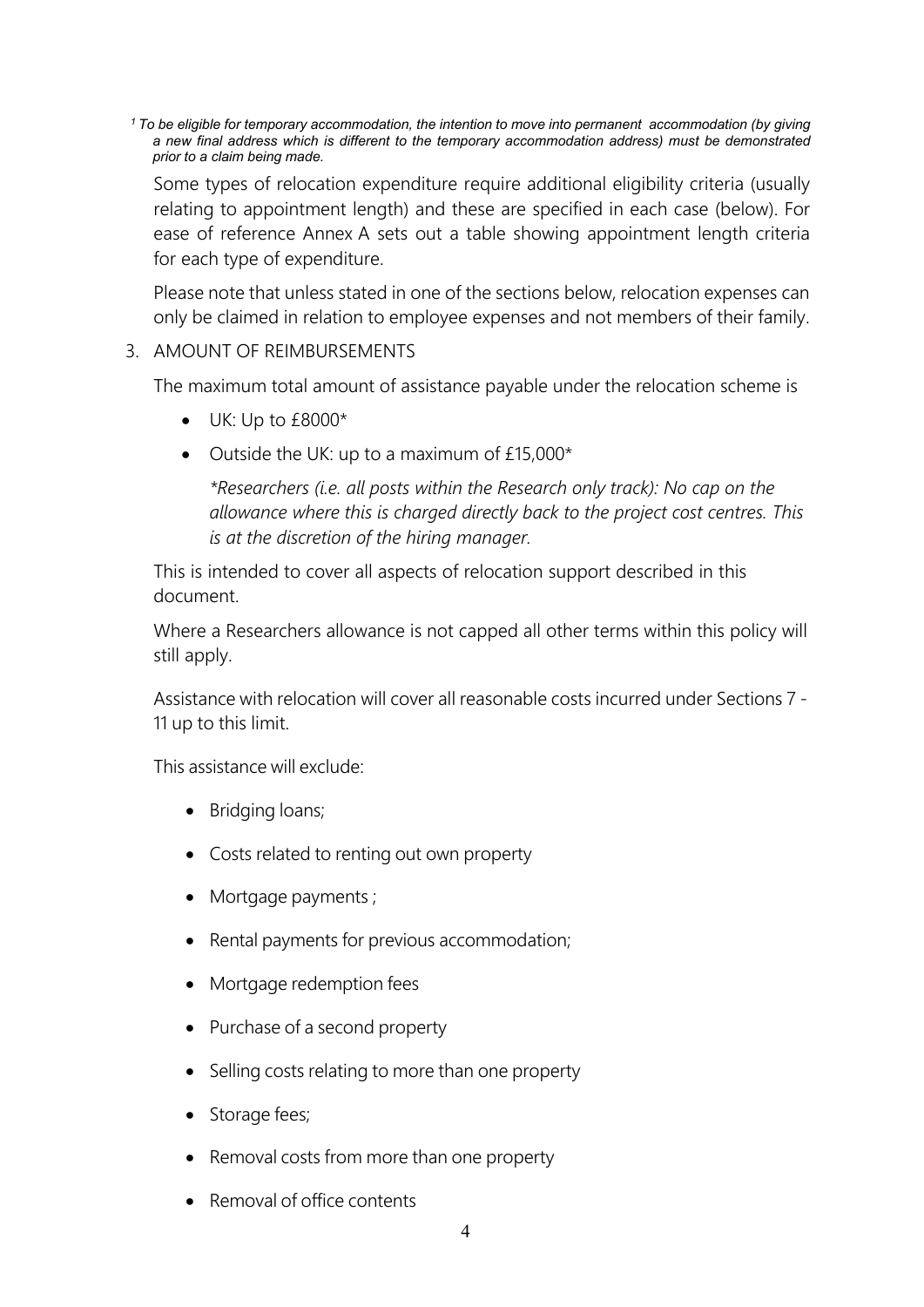[1] *To be eligible for temporary accommodation, the intention to move into permanent accommodation (by giving a new final address which is different to the temporary accommodation address) must be demonstrated prior to a claim being made.*

Some types of relocation expenditure require additional eligibility criteria (usually relating to appointment length) and these are specified in each case (below). For ease of reference Annex A sets out a table showing appointment length criteria for each type of expenditure.

Please note that unless stated in one of the sections below, relocation expenses can only be claimed in relation to employee expenses and not members of their family.

## 3. AMOUNT OF REIMBURSEMENTS

The maximum total amount of assistance payable under the relocation scheme is

- UK: Up to £8000*
- Outside the UK: up to a maximum of £15,000*

  *\*Researchers (i.e. all posts within the Research only track): No cap on the allowance where this is charged directly back to the project cost centres. This is at the discretion of the hiring manager.*

This is intended to cover all aspects of relocation support described in this document.

Where a Researchers allowance is not capped all other terms within this policy will still apply.

Assistance with relocation will cover all reasonable costs incurred under Sections 7 - 11 up to this limit.

This assistance will exclude:

- Bridging loans;
- Costs related to renting out own property
- Mortgage payments ;
- Rental payments for previous accommodation;
- Mortgage redemption fees
- Purchase of a second property
- Selling costs relating to more than one property
- Storage fees;
- Removal costs from more than one property
- Removal of office contents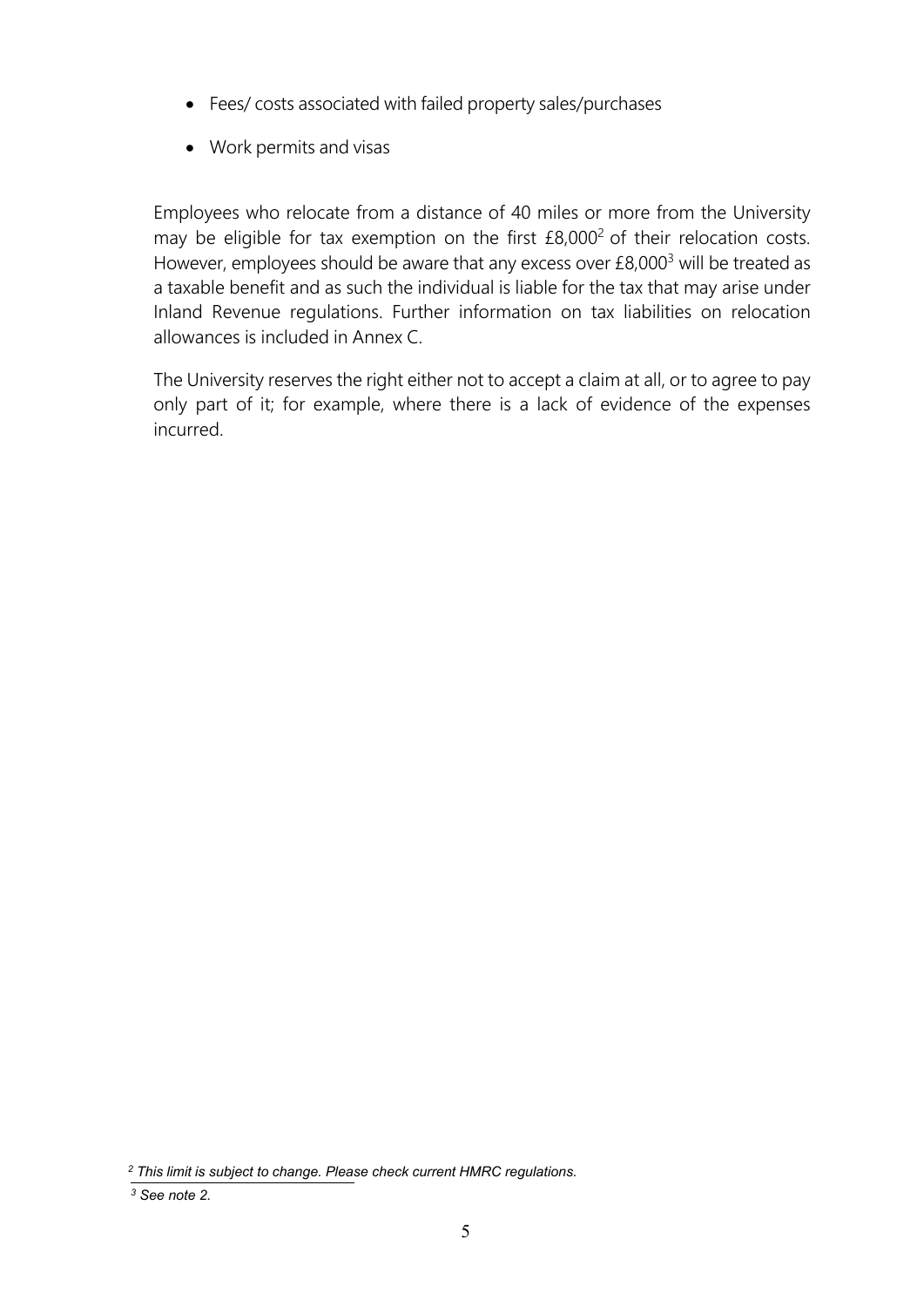- Fees/ costs associated with failed property sales/purchases
- Work permits and visas

Employees who relocate from a distance of 40 miles or more from the University may be eligible for tax exemption on the first £8,000[2] of their relocation costs. However, employees should be aware that any excess over £8,000[3] will be treated as a taxable benefit and as such the individual is liable for the tax that may arise under Inland Revenue regulations. Further information on tax liabilities on relocation allowances is included in Annex C.

The University reserves the right either not to accept a claim at all, or to agree to pay only part of it; for example, where there is a lack of evidence of the expenses incurred.

[2] *This limit is subject to change. Please check current HMRC regulations.*

[3] *See note 2.*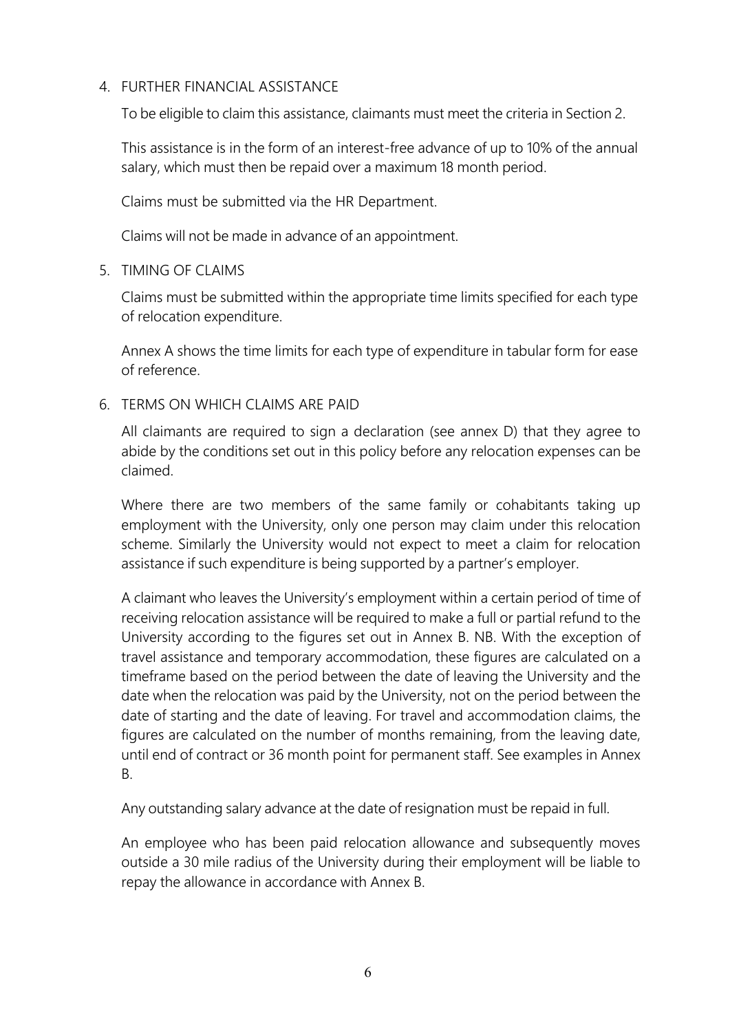## 4. FURTHER FINANCIAL ASSISTANCE

To be eligible to claim this assistance, claimants must meet the criteria in Section 2.

This assistance is in the form of an interest-free advance of up to 10% of the annual salary, which must then be repaid over a maximum 18 month period.

Claims must be submitted via the HR Department.

Claims will not be made in advance of an appointment.

## 5. TIMING OF CLAIMS

Claims must be submitted within the appropriate time limits specified for each type of relocation expenditure.

Annex A shows the time limits for each type of expenditure in tabular form for ease of reference.

## 6. TERMS ON WHICH CLAIMS ARE PAID

All claimants are required to sign a declaration (see annex D) that they agree to abide by the conditions set out in this policy before any relocation expenses can be claimed.

Where there are two members of the same family or cohabitants taking up employment with the University, only one person may claim under this relocation scheme. Similarly the University would not expect to meet a claim for relocation assistance if such expenditure is being supported by a partner's employer.

A claimant who leaves the University's employment within a certain period of time of receiving relocation assistance will be required to make a full or partial refund to the University according to the figures set out in Annex B. NB. With the exception of travel assistance and temporary accommodation, these figures are calculated on a timeframe based on the period between the date of leaving the University and the date when the relocation was paid by the University, not on the period between the date of starting and the date of leaving. For travel and accommodation claims, the figures are calculated on the number of months remaining, from the leaving date, until end of contract or 36 month point for permanent staff. See examples in Annex B.

Any outstanding salary advance at the date of resignation must be repaid in full.

An employee who has been paid relocation allowance and subsequently moves outside a 30 mile radius of the University during their employment will be liable to repay the allowance in accordance with Annex B.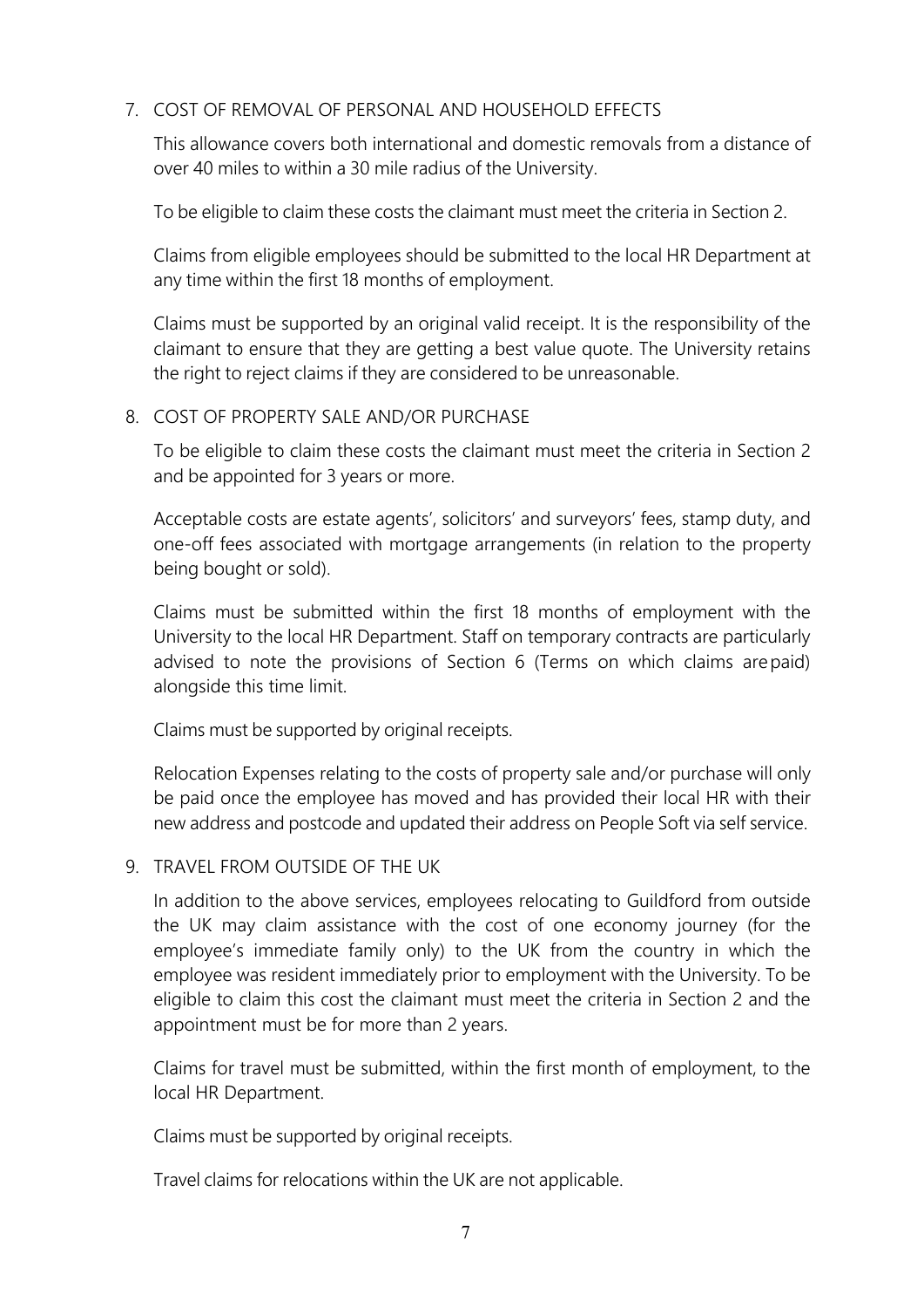## 7. COST OF REMOVAL OF PERSONAL AND HOUSEHOLD EFFECTS

This allowance covers both international and domestic removals from a distance of over 40 miles to within a 30 mile radius of the University.

To be eligible to claim these costs the claimant must meet the criteria in Section 2.

Claims from eligible employees should be submitted to the local HR Department at any time within the first 18 months of employment.

Claims must be supported by an original valid receipt. It is the responsibility of the claimant to ensure that they are getting a best value quote. The University retains the right to reject claims if they are considered to be unreasonable.

## 8. COST OF PROPERTY SALE AND/OR PURCHASE

To be eligible to claim these costs the claimant must meet the criteria in Section 2 and be appointed for 3 years or more.

Acceptable costs are estate agents', solicitors' and surveyors' fees, stamp duty, and one-off fees associated with mortgage arrangements (in relation to the property being bought or sold).

Claims must be submitted within the first 18 months of employment with the University to the local HR Department. Staff on temporary contracts are particularly advised to note the provisions of Section 6 (Terms on which claims are paid) alongside this time limit.

Claims must be supported by original receipts.

Relocation Expenses relating to the costs of property sale and/or purchase will only be paid once the employee has moved and has provided their local HR with their new address and postcode and updated their address on People Soft via self service.

## 9. TRAVEL FROM OUTSIDE OF THE UK

In addition to the above services, employees relocating to Guildford from outside the UK may claim assistance with the cost of one economy journey (for the employee's immediate family only) to the UK from the country in which the employee was resident immediately prior to employment with the University. To be eligible to claim this cost the claimant must meet the criteria in Section 2 and the appointment must be for more than 2 years.

Claims for travel must be submitted, within the first month of employment, to the local HR Department.

Claims must be supported by original receipts.

Travel claims for relocations within the UK are not applicable.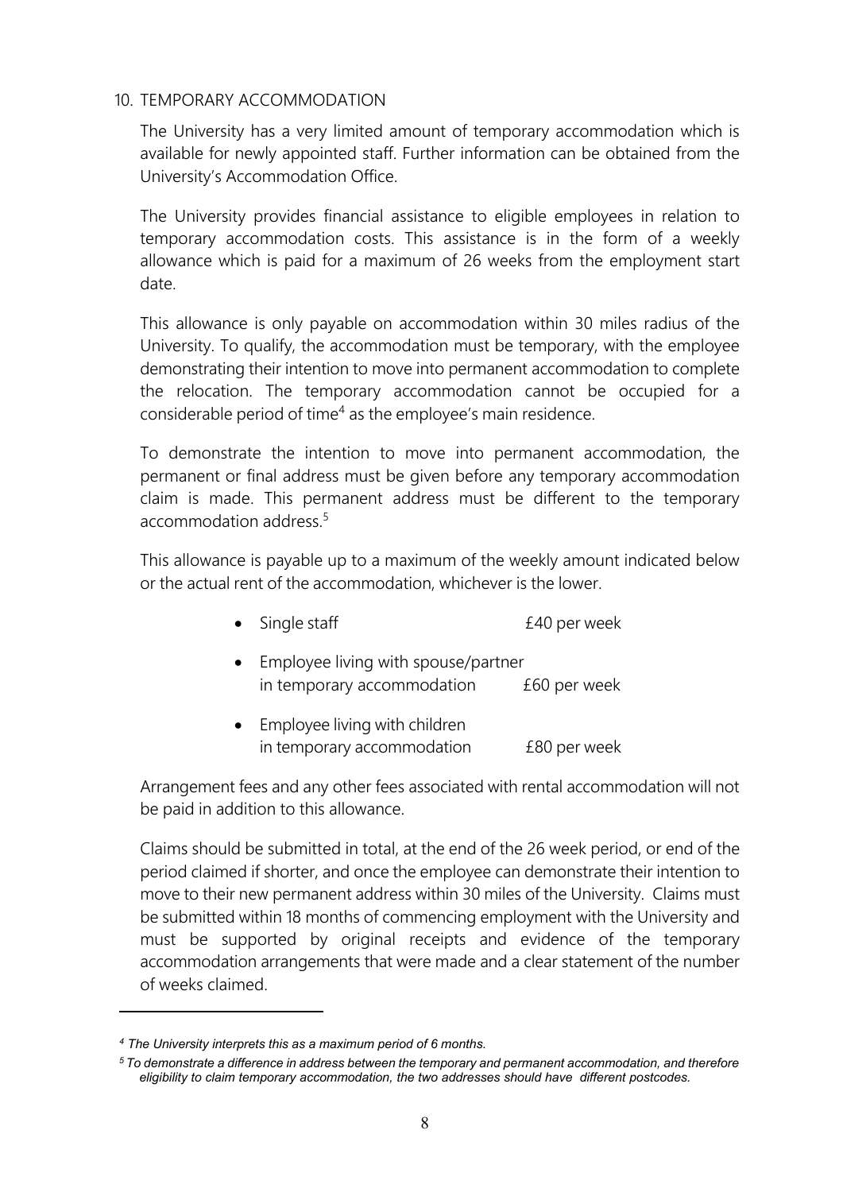## 10. TEMPORARY ACCOMMODATION

The University has a very limited amount of temporary accommodation which is available for newly appointed staff. Further information can be obtained from the University's Accommodation Office.

The University provides financial assistance to eligible employees in relation to temporary accommodation costs. This assistance is in the form of a weekly allowance which is paid for a maximum of 26 weeks from the employment start date.

This allowance is only payable on accommodation within 30 miles radius of the University. To qualify, the accommodation must be temporary, with the employee demonstrating their intention to move into permanent accommodation to complete the relocation. The temporary accommodation cannot be occupied for a considerable period of time[4] as the employee's main residence.

To demonstrate the intention to move into permanent accommodation, the permanent or final address must be given before any temporary accommodation claim is made. This permanent address must be different to the temporary accommodation address.[5]

This allowance is payable up to a maximum of the weekly amount indicated below or the actual rent of the accommodation, whichever is the lower.

- Single staff — £40 per week
- Employee living with spouse/partner in temporary accommodation — £60 per week
- Employee living with children in temporary accommodation — £80 per week

Arrangement fees and any other fees associated with rental accommodation will not be paid in addition to this allowance.

Claims should be submitted in total, at the end of the 26 week period, or end of the period claimed if shorter, and once the employee can demonstrate their intention to move to their new permanent address within 30 miles of the University. Claims must be submitted within 18 months of commencing employment with the University and must be supported by original receipts and evidence of the temporary accommodation arrangements that were made and a clear statement of the number of weeks claimed.

---

*[4] The University interprets this as a maximum period of 6 months.*

*[5] To demonstrate a difference in address between the temporary and permanent accommodation, and therefore eligibility to claim temporary accommodation, the two addresses should have different postcodes.*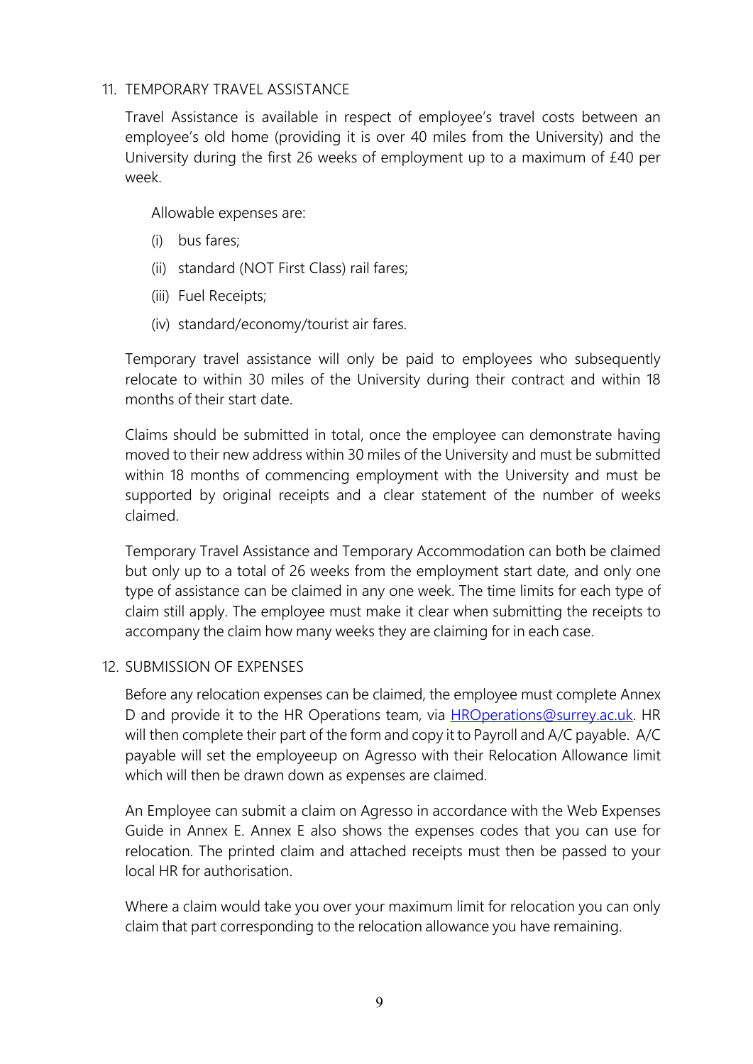## 11. TEMPORARY TRAVEL ASSISTANCE

Travel Assistance is available in respect of employee's travel costs between an employee's old home (providing it is over 40 miles from the University) and the University during the first 26 weeks of employment up to a maximum of £40 per week.

Allowable expenses are:

- (i) bus fares;
- (ii) standard (NOT First Class) rail fares;
- (iii) Fuel Receipts;
- (iv) standard/economy/tourist air fares.

Temporary travel assistance will only be paid to employees who subsequently relocate to within 30 miles of the University during their contract and within 18 months of their start date.

Claims should be submitted in total, once the employee can demonstrate having moved to their new address within 30 miles of the University and must be submitted within 18 months of commencing employment with the University and must be supported by original receipts and a clear statement of the number of weeks claimed.

Temporary Travel Assistance and Temporary Accommodation can both be claimed but only up to a total of 26 weeks from the employment start date, and only one type of assistance can be claimed in any one week. The time limits for each type of claim still apply. The employee must make it clear when submitting the receipts to accompany the claim how many weeks they are claiming for in each case.

## 12. SUBMISSION OF EXPENSES

Before any relocation expenses can be claimed, the employee must complete Annex D and provide it to the HR Operations team, via HROperations@surrey.ac.uk. HR will then complete their part of the form and copy it to Payroll and A/C payable. A/C payable will set the employeeup on Agresso with their Relocation Allowance limit which will then be drawn down as expenses are claimed.

An Employee can submit a claim on Agresso in accordance with the Web Expenses Guide in Annex E. Annex E also shows the expenses codes that you can use for relocation. The printed claim and attached receipts must then be passed to your local HR for authorisation.

Where a claim would take you over your maximum limit for relocation you can only claim that part corresponding to the relocation allowance you have remaining.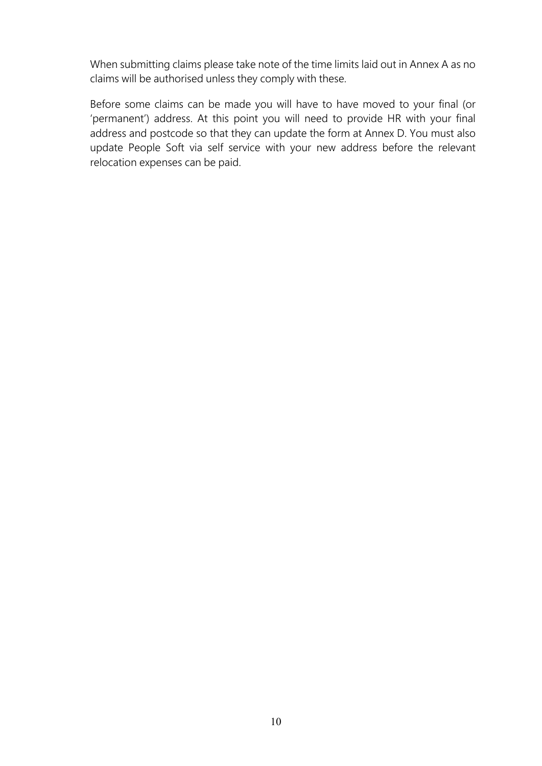When submitting claims please take note of the time limits laid out in Annex A as no claims will be authorised unless they comply with these.

Before some claims can be made you will have to have moved to your final (or 'permanent') address. At this point you will need to provide HR with your final address and postcode so that they can update the form at Annex D. You must also update People Soft via self service with your new address before the relevant relocation expenses can be paid.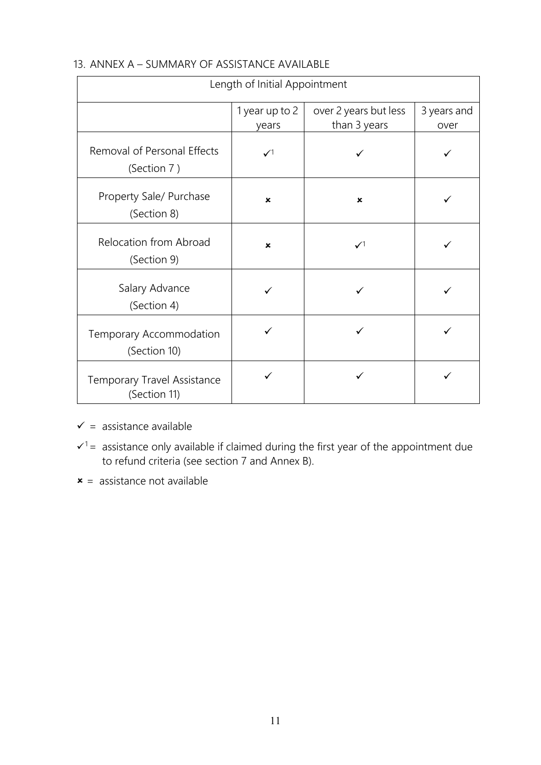## 13. ANNEX A – SUMMARY OF ASSISTANCE AVAILABLE

| Length of Initial Appointment | | | |
|---|---|---|---|
| | 1 year up to 2 years | over 2 years but less than 3 years | 3 years and over |
| Removal of Personal Effects (Section 7 ) | ✓[1] | ✓ | ✓ |
| Property Sale/ Purchase (Section 8) | ✗ | ✗ | ✓ |
| Relocation from Abroad (Section 9) | ✗ | ✓[1] | ✓ |
| Salary Advance (Section 4) | ✓ | ✓ | ✓ |
| Temporary Accommodation (Section 10) | ✓ | ✓ | ✓ |
| Temporary Travel Assistance (Section 11) | ✓ | ✓ | ✓ |

✓ = assistance available

✓[1] = assistance only available if claimed during the first year of the appointment due to refund criteria (see section 7 and Annex B).

✗ = assistance not available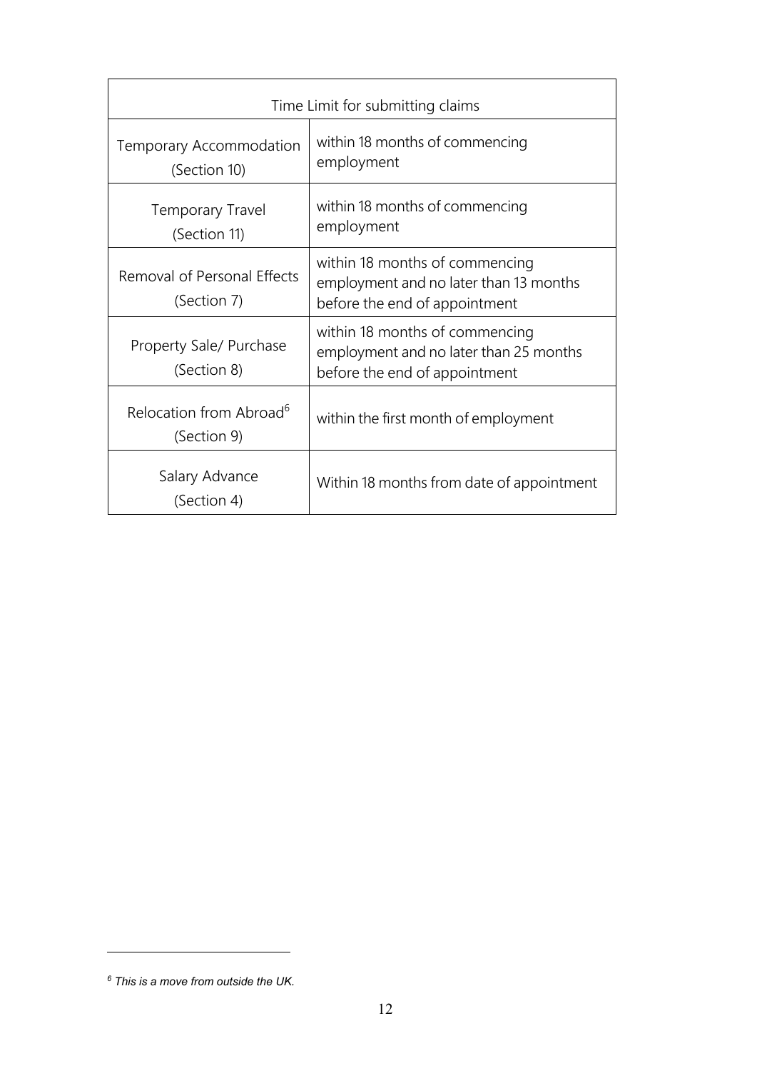| Time Limit for submitting claims | |
|---|---|
| Temporary Accommodation (Section 10) | within 18 months of commencing employment |
| Temporary Travel (Section 11) | within 18 months of commencing employment |
| Removal of Personal Effects (Section 7) | within 18 months of commencing employment and no later than 13 months before the end of appointment |
| Property Sale/ Purchase (Section 8) | within 18 months of commencing employment and no later than 25 months before the end of appointment |
| Relocation from Abroad[6] (Section 9) | within the first month of employment |
| Salary Advance (Section 4) | Within 18 months from date of appointment |

[6] *This is a move from outside the UK.*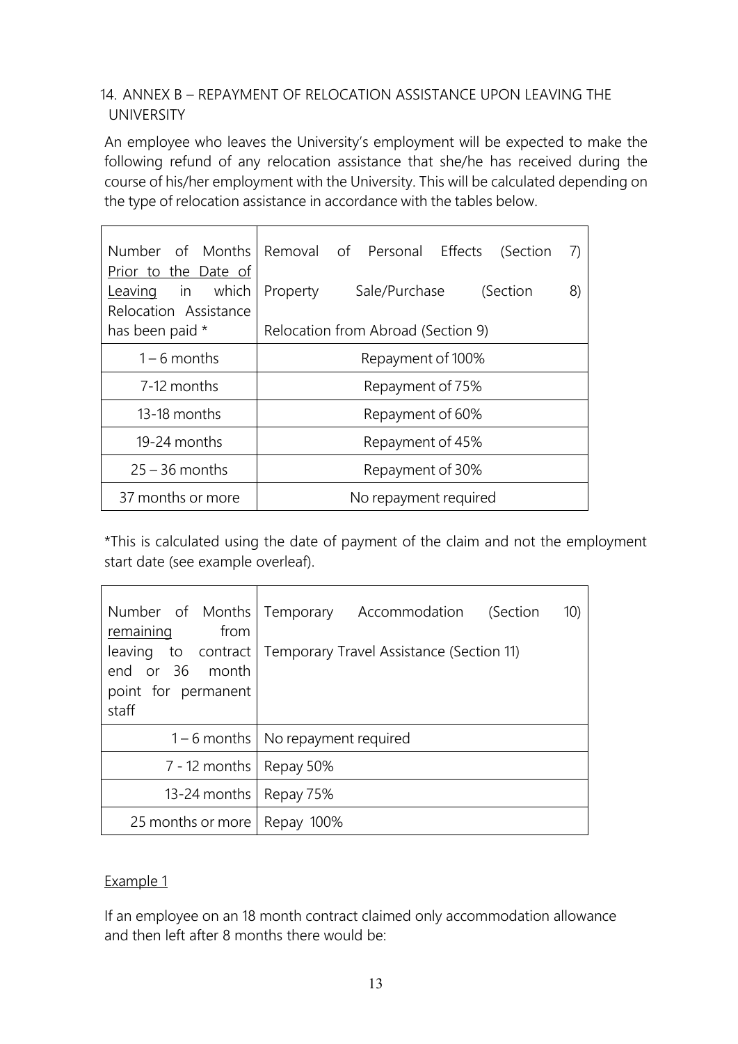## 14. ANNEX B – REPAYMENT OF RELOCATION ASSISTANCE UPON LEAVING THE UNIVERSITY

An employee who leaves the University's employment will be expected to make the following refund of any relocation assistance that she/he has received during the course of his/her employment with the University. This will be calculated depending on the type of relocation assistance in accordance with the tables below.

| Number of Months Prior to the Date of Leaving in which Relocation Assistance has been paid * | Removal of Personal Effects (Section 7) Property Sale/Purchase (Section 8) Relocation from Abroad (Section 9) |
|---|---|
| 1 – 6 months | Repayment of 100% |
| 7-12 months | Repayment of 75% |
| 13-18 months | Repayment of 60% |
| 19-24 months | Repayment of 45% |
| 25 – 36 months | Repayment of 30% |
| 37 months or more | No repayment required |

*This is calculated using the date of payment of the claim and not the employment start date (see example overleaf).

| Number of Months remaining from leaving to contract end or 36 month point for permanent staff | Temporary Accommodation (Section 10) Temporary Travel Assistance (Section 11) |
|---|---|
| 1 – 6 months | No repayment required |
| 7 - 12 months | Repay 50% |
| 13-24 months | Repay 75% |
| 25 months or more | Repay 100% |

Example 1

If an employee on an 18 month contract claimed only accommodation allowance and then left after 8 months there would be: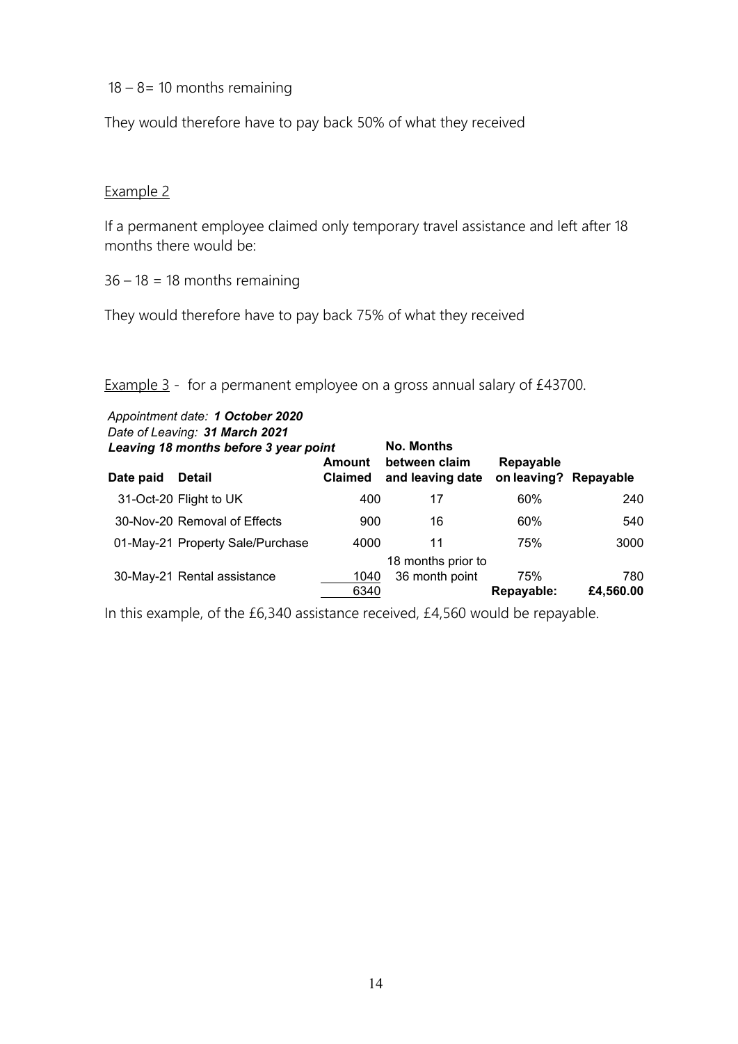18 – 8= 10 months remaining

They would therefore have to pay back 50% of what they received

Example 2

If a permanent employee claimed only temporary travel assistance and left after 18 months there would be:

36 – 18 = 18 months remaining

They would therefore have to pay back 75% of what they received

Example 3 - for a permanent employee on a gross annual salary of £43700.

*Appointment date: **1 October 2020***
*Date of Leaving: **31 March 2021***
***Leaving 18 months before 3 year point***

| Date paid | Detail | Amount Claimed | No. Months between claim and leaving date | Repayable on leaving? | Repayable |
|---|---|---|---|---|---|
| 31-Oct-20 | Flight to UK | 400 | 17 | 60% | 240 |
| 30-Nov-20 | Removal of Effects | 900 | 16 | 60% | 540 |
| 01-May-21 | Property Sale/Purchase | 4000 | 11 | 75% | 3000 |
| 30-May-21 | Rental assistance | 1040 | 18 months prior to 36 month point | 75% | 780 |
| | | 6340 | | **Repayable:** | **£4,560.00** |

In this example, of the £6,340 assistance received, £4,560 would be repayable.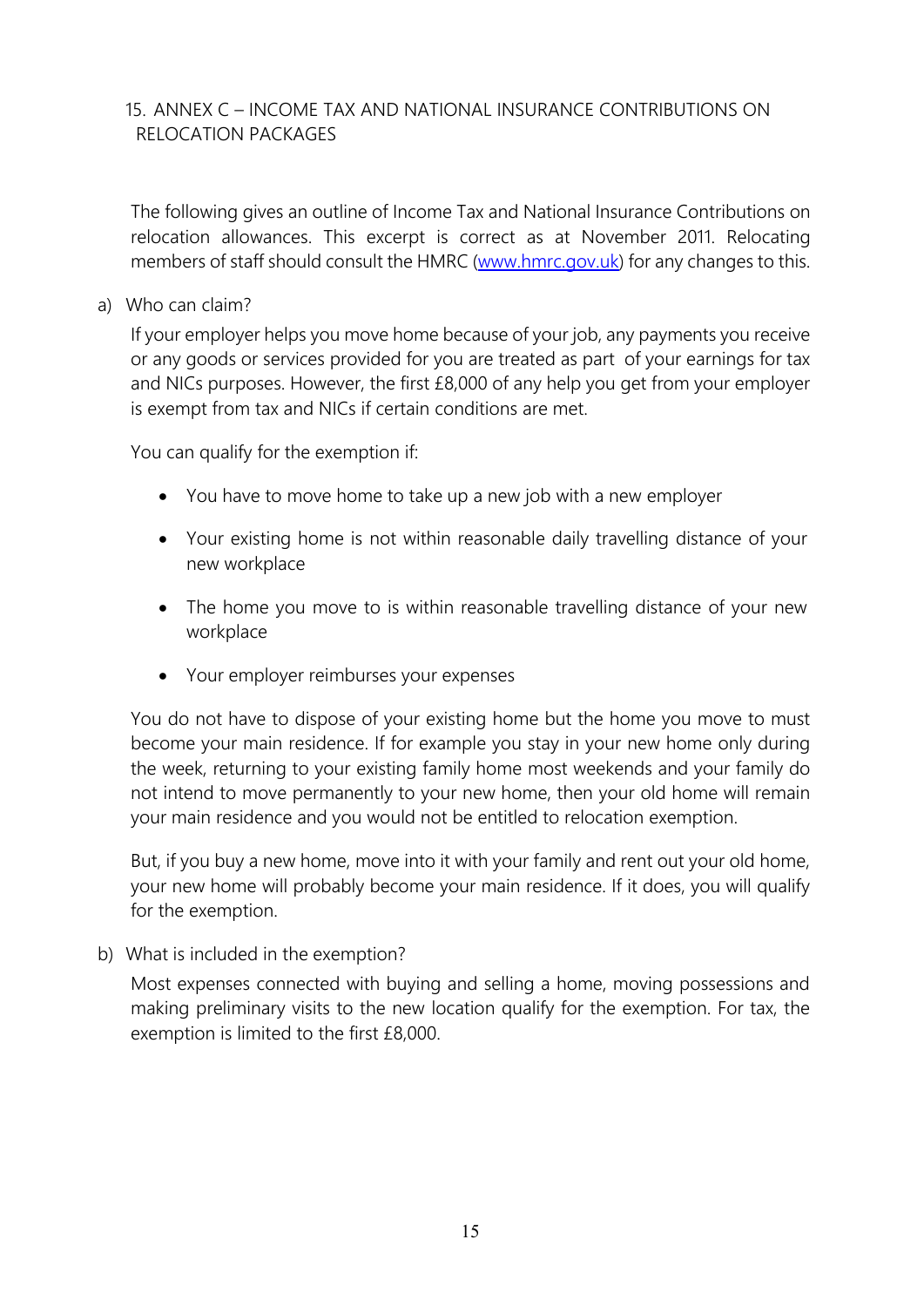## 15. ANNEX C – INCOME TAX AND NATIONAL INSURANCE CONTRIBUTIONS ON RELOCATION PACKAGES

The following gives an outline of Income Tax and National Insurance Contributions on relocation allowances. This excerpt is correct as at November 2011. Relocating members of staff should consult the HMRC ([www.hmrc.gov.uk](www.hmrc.gov.uk)) for any changes to this.

a) Who can claim?

If your employer helps you move home because of your job, any payments you receive or any goods or services provided for you are treated as part of your earnings for tax and NICs purposes. However, the first £8,000 of any help you get from your employer is exempt from tax and NICs if certain conditions are met.

You can qualify for the exemption if:

- You have to move home to take up a new job with a new employer
- Your existing home is not within reasonable daily travelling distance of your new workplace
- The home you move to is within reasonable travelling distance of your new workplace
- Your employer reimburses your expenses

You do not have to dispose of your existing home but the home you move to must become your main residence. If for example you stay in your new home only during the week, returning to your existing family home most weekends and your family do not intend to move permanently to your new home, then your old home will remain your main residence and you would not be entitled to relocation exemption.

But, if you buy a new home, move into it with your family and rent out your old home, your new home will probably become your main residence. If it does, you will qualify for the exemption.

b) What is included in the exemption?

Most expenses connected with buying and selling a home, moving possessions and making preliminary visits to the new location qualify for the exemption. For tax, the exemption is limited to the first £8,000.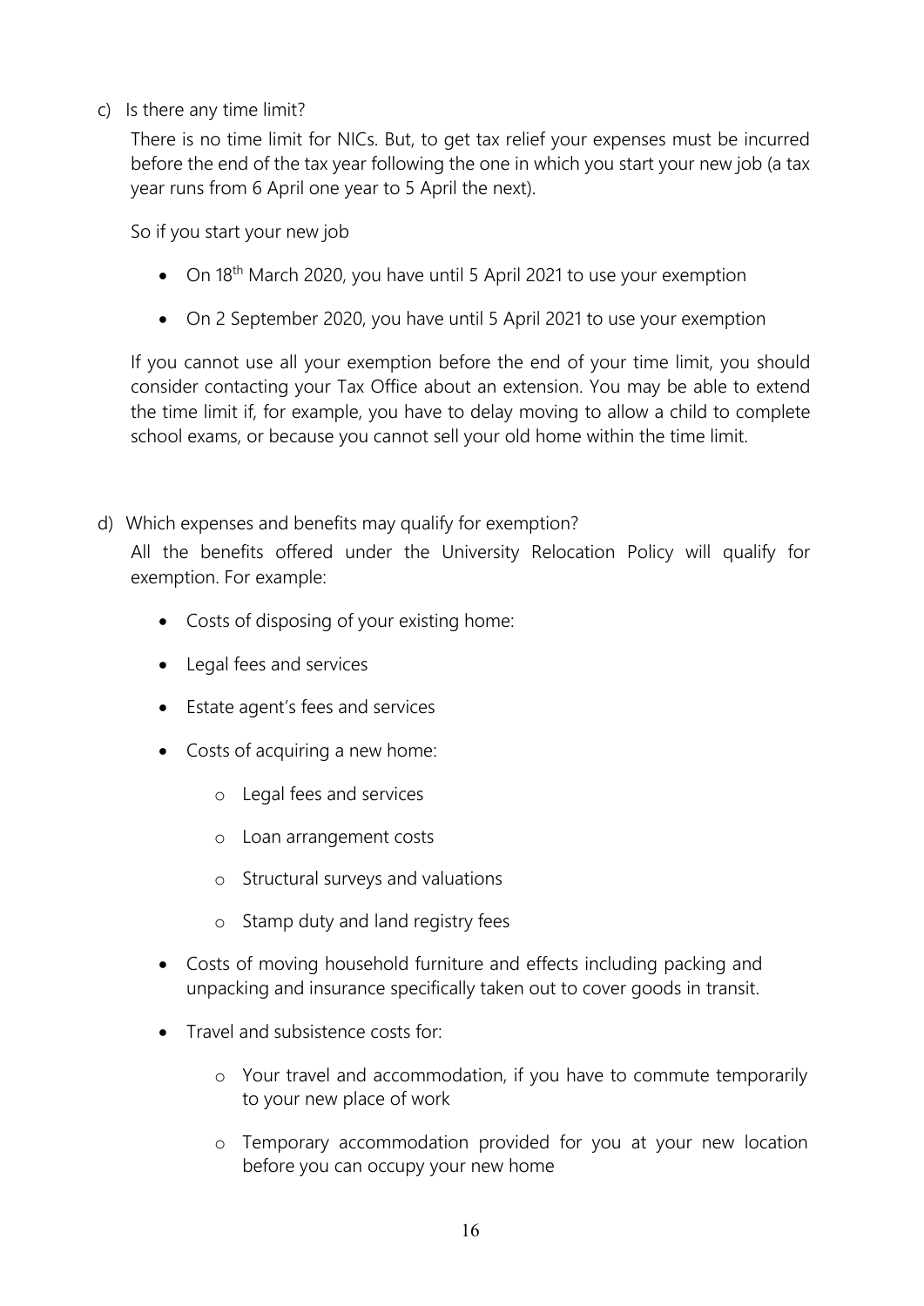c) Is there any time limit?

There is no time limit for NICs. But, to get tax relief your expenses must be incurred before the end of the tax year following the one in which you start your new job (a tax year runs from 6 April one year to 5 April the next).

So if you start your new job

- On 18th March 2020, you have until 5 April 2021 to use your exemption
- On 2 September 2020, you have until 5 April 2021 to use your exemption

If you cannot use all your exemption before the end of your time limit, you should consider contacting your Tax Office about an extension. You may be able to extend the time limit if, for example, you have to delay moving to allow a child to complete school exams, or because you cannot sell your old home within the time limit.

d) Which expenses and benefits may qualify for exemption?

All the benefits offered under the University Relocation Policy will qualify for exemption. For example:

- Costs of disposing of your existing home:
- Legal fees and services
- Estate agent's fees and services
- Costs of acquiring a new home:
    - Legal fees and services
    - Loan arrangement costs
    - Structural surveys and valuations
    - Stamp duty and land registry fees
- Costs of moving household furniture and effects including packing and unpacking and insurance specifically taken out to cover goods in transit.
- Travel and subsistence costs for:
    - Your travel and accommodation, if you have to commute temporarily to your new place of work
    - Temporary accommodation provided for you at your new location before you can occupy your new home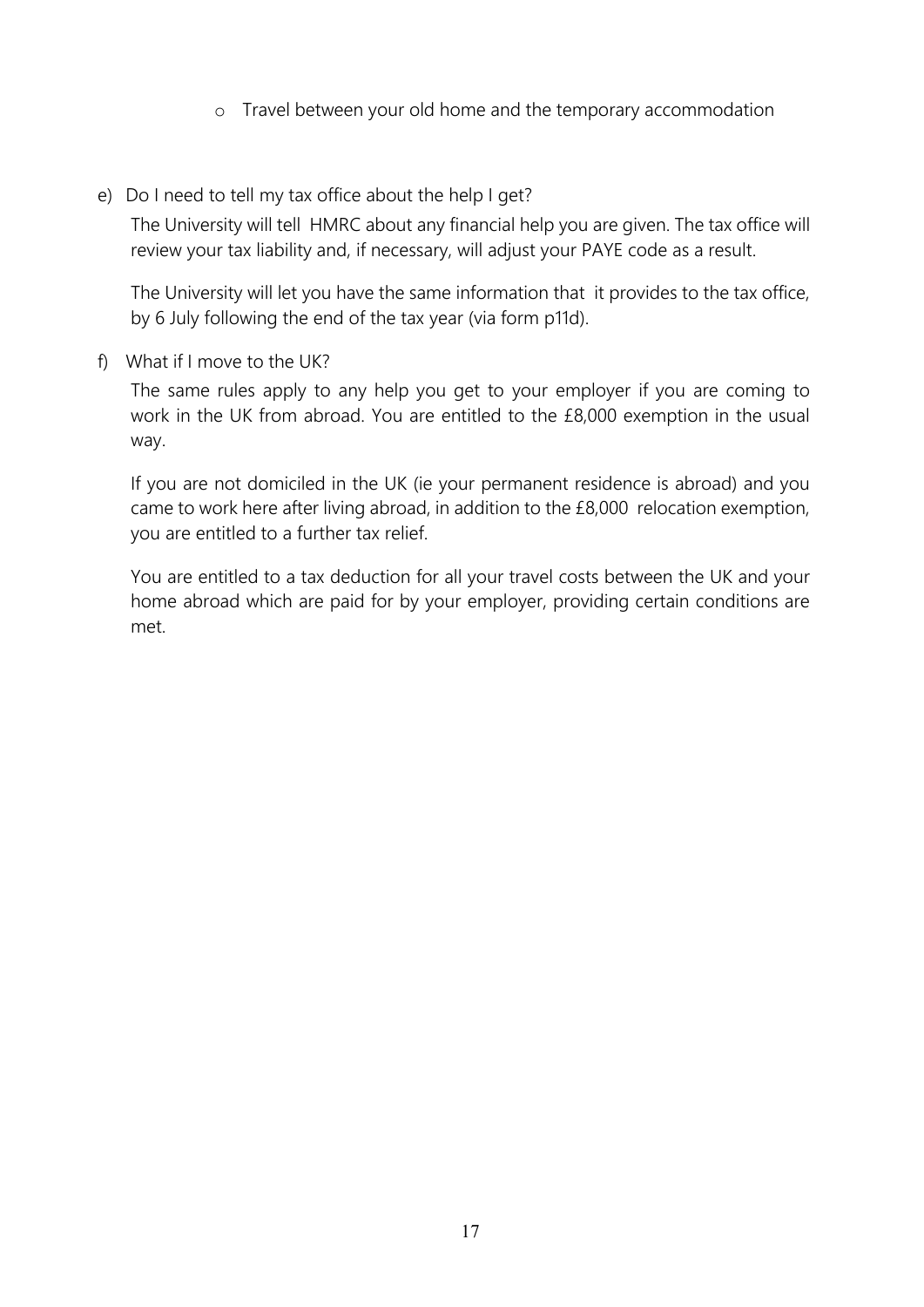- Travel between your old home and the temporary accommodation

e) Do I need to tell my tax office about the help I get?

The University will tell HMRC about any financial help you are given. The tax office will review your tax liability and, if necessary, will adjust your PAYE code as a result.

The University will let you have the same information that it provides to the tax office, by 6 July following the end of the tax year (via form p11d).

f) What if I move to the UK?

The same rules apply to any help you get to your employer if you are coming to work in the UK from abroad. You are entitled to the £8,000 exemption in the usual way.

If you are not domiciled in the UK (ie your permanent residence is abroad) and you came to work here after living abroad, in addition to the £8,000 relocation exemption, you are entitled to a further tax relief.

You are entitled to a tax deduction for all your travel costs between the UK and your home abroad which are paid for by your employer, providing certain conditions are met.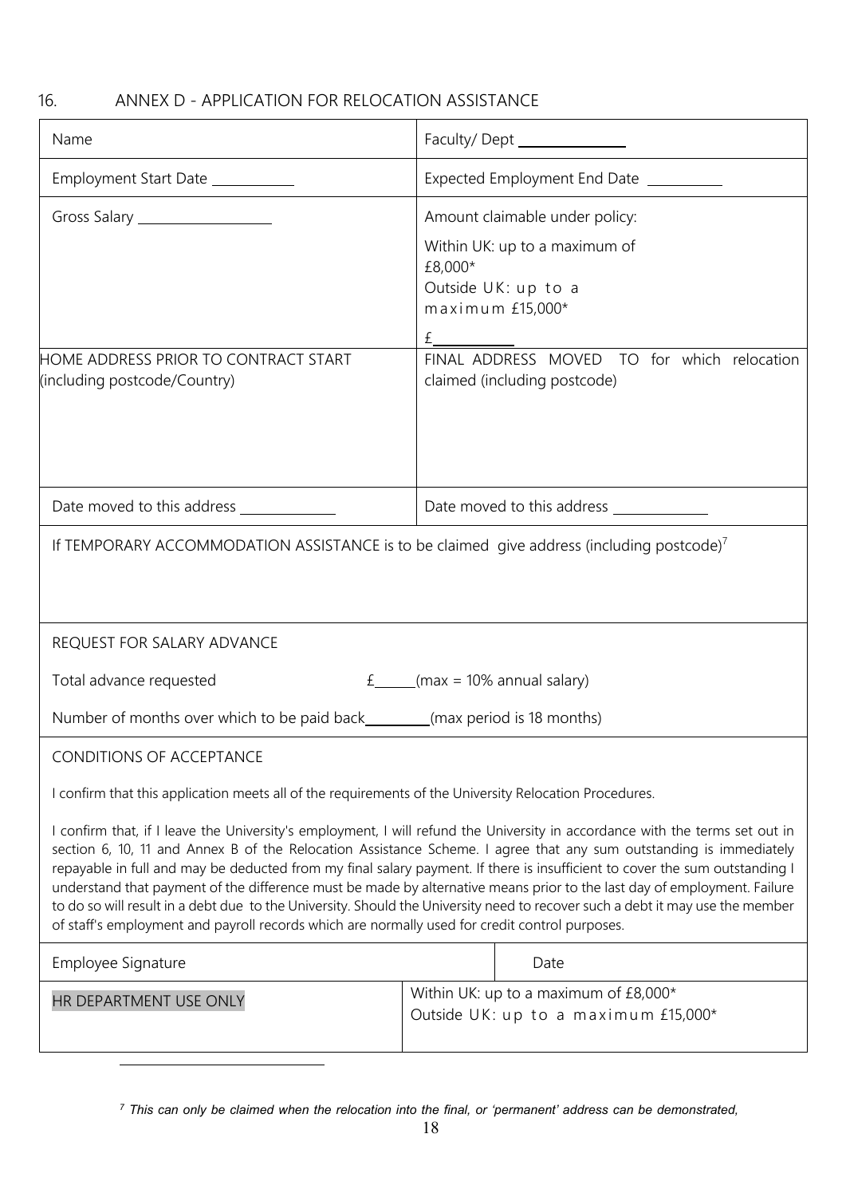## 16. ANNEX D - APPLICATION FOR RELOCATION ASSISTANCE

| | |
|---|---|
| Name | Faculty/ Dept ______________ |
| Employment Start Date ___________ | Expected Employment End Date __________ |
| Gross Salary __________________ | Amount claimable under policy:<br><br>Within UK: up to a maximum of £8,000*<br>Outside UK: up to a maximum £15,000*<br><br>£__________ |
| HOME ADDRESS PRIOR TO CONTRACT START (including postcode/Country) | FINAL ADDRESS MOVED TO for which relocation claimed (including postcode) |
| Date moved to this address _____________ | Date moved to this address _____________ |

If TEMPORARY ACCOMMODATION ASSISTANCE is to be claimed give address (including postcode)[7]

REQUEST FOR SALARY ADVANCE

Total advance requested £______(max = 10% annual salary)

Number of months over which to be paid back_________(max period is 18 months)

CONDITIONS OF ACCEPTANCE

I confirm that this application meets all of the requirements of the University Relocation Procedures.

I confirm that, if I leave the University's employment, I will refund the University in accordance with the terms set out in section 6, 10, 11 and Annex B of the Relocation Assistance Scheme. I agree that any sum outstanding is immediately repayable in full and may be deducted from my final salary payment. If there is insufficient to cover the sum outstanding I understand that payment of the difference must be made by alternative means prior to the last day of employment. Failure to do so will result in a debt due to the University. Should the University need to recover such a debt it may use the member of staff's employment and payroll records which are normally used for credit control purposes.

| | |
|---|---|
| Employee Signature | Date |
| HR DEPARTMENT USE ONLY | Within UK: up to a maximum of £8,000*<br>Outside UK: up to a maximum £15,000* |

[7] *This can only be claimed when the relocation into the final, or 'permanent' address can be demonstrated,*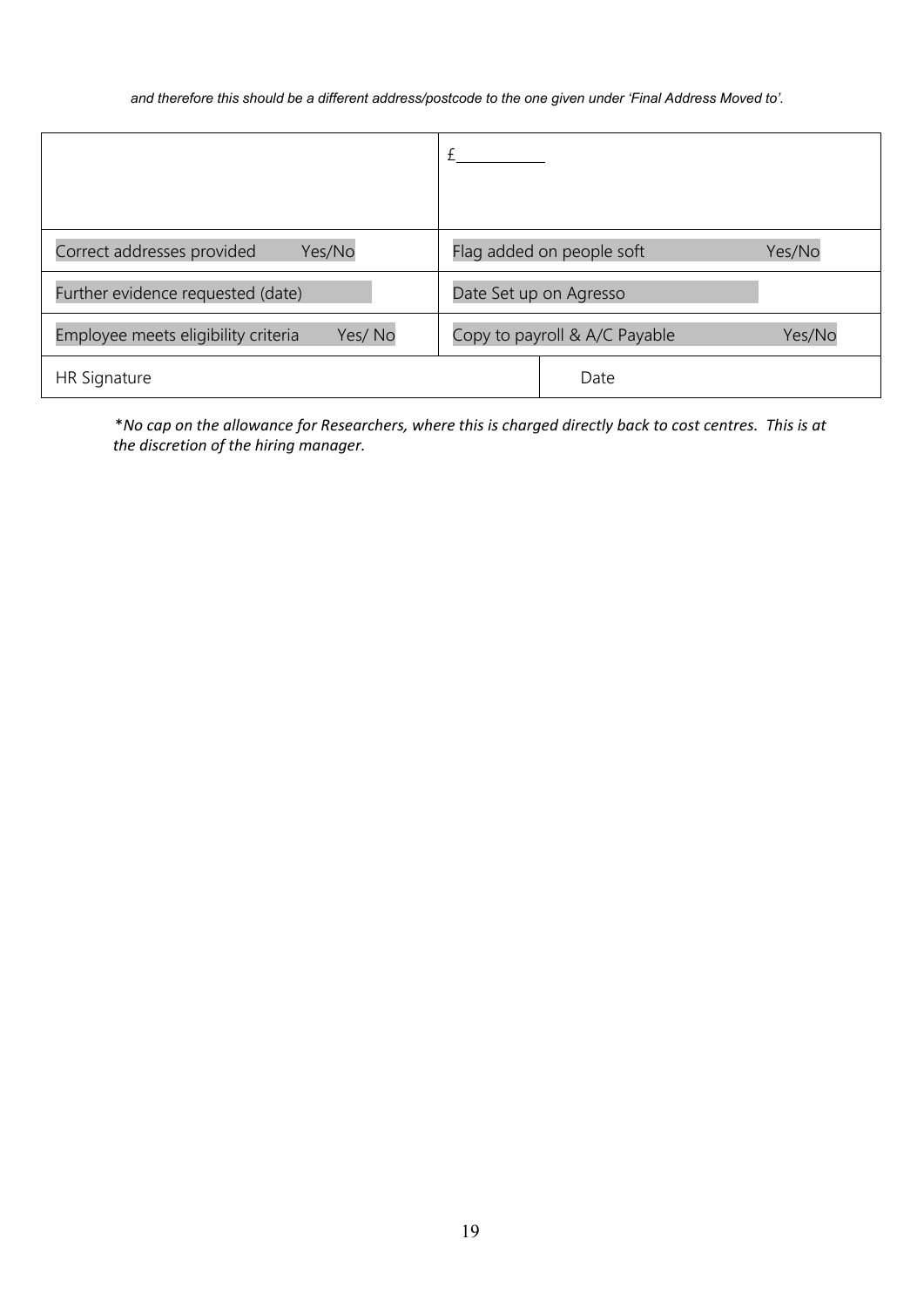*and therefore this should be a different address/postcode to the one given under 'Final Address Moved to'.*

| | | |
|---|---|---|
| | £\_\_\_\_\_\_\_\_\_\_ | |
| Correct addresses provided Yes/No | Flag added on people soft Yes/No | |
| Further evidence requested (date) | Date Set up on Agresso | |
| Employee meets eligibility criteria Yes/ No | Copy to payroll & A/C Payable Yes/No | |
| HR Signature | | Date |

*\*No cap on the allowance for Researchers, where this is charged directly back to cost centres. This is at the discretion of the hiring manager.*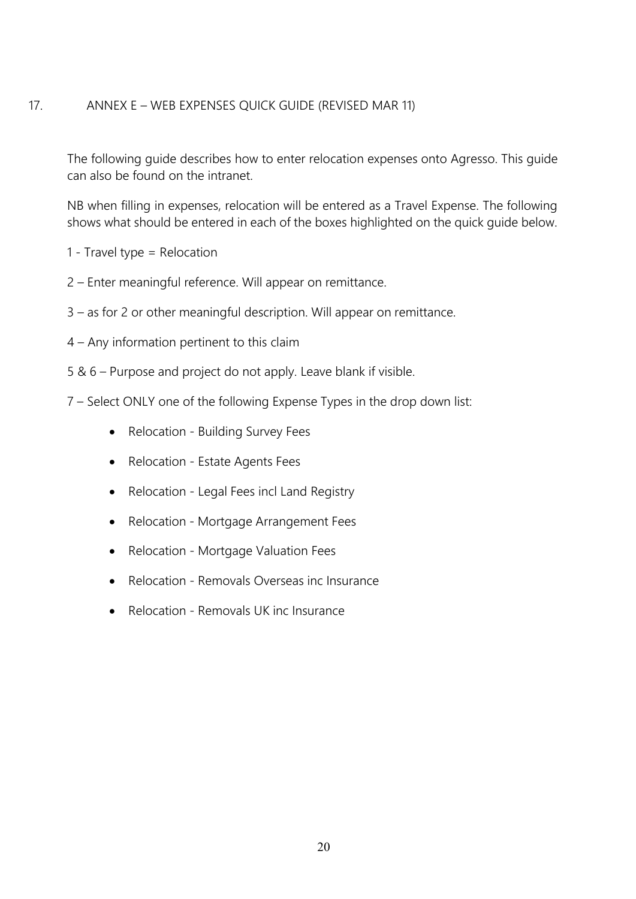## 17. ANNEX E – WEB EXPENSES QUICK GUIDE (REVISED MAR 11)

The following guide describes how to enter relocation expenses onto Agresso. This guide can also be found on the intranet.

NB when filling in expenses, relocation will be entered as a Travel Expense. The following shows what should be entered in each of the boxes highlighted on the quick guide below.

1 - Travel type = Relocation

2 – Enter meaningful reference. Will appear on remittance.

3 – as for 2 or other meaningful description. Will appear on remittance.

4 – Any information pertinent to this claim

5 & 6 – Purpose and project do not apply. Leave blank if visible.

7 – Select ONLY one of the following Expense Types in the drop down list:

- Relocation - Building Survey Fees
- Relocation - Estate Agents Fees
- Relocation - Legal Fees incl Land Registry
- Relocation - Mortgage Arrangement Fees
- Relocation - Mortgage Valuation Fees
- Relocation - Removals Overseas inc Insurance
- Relocation - Removals UK inc Insurance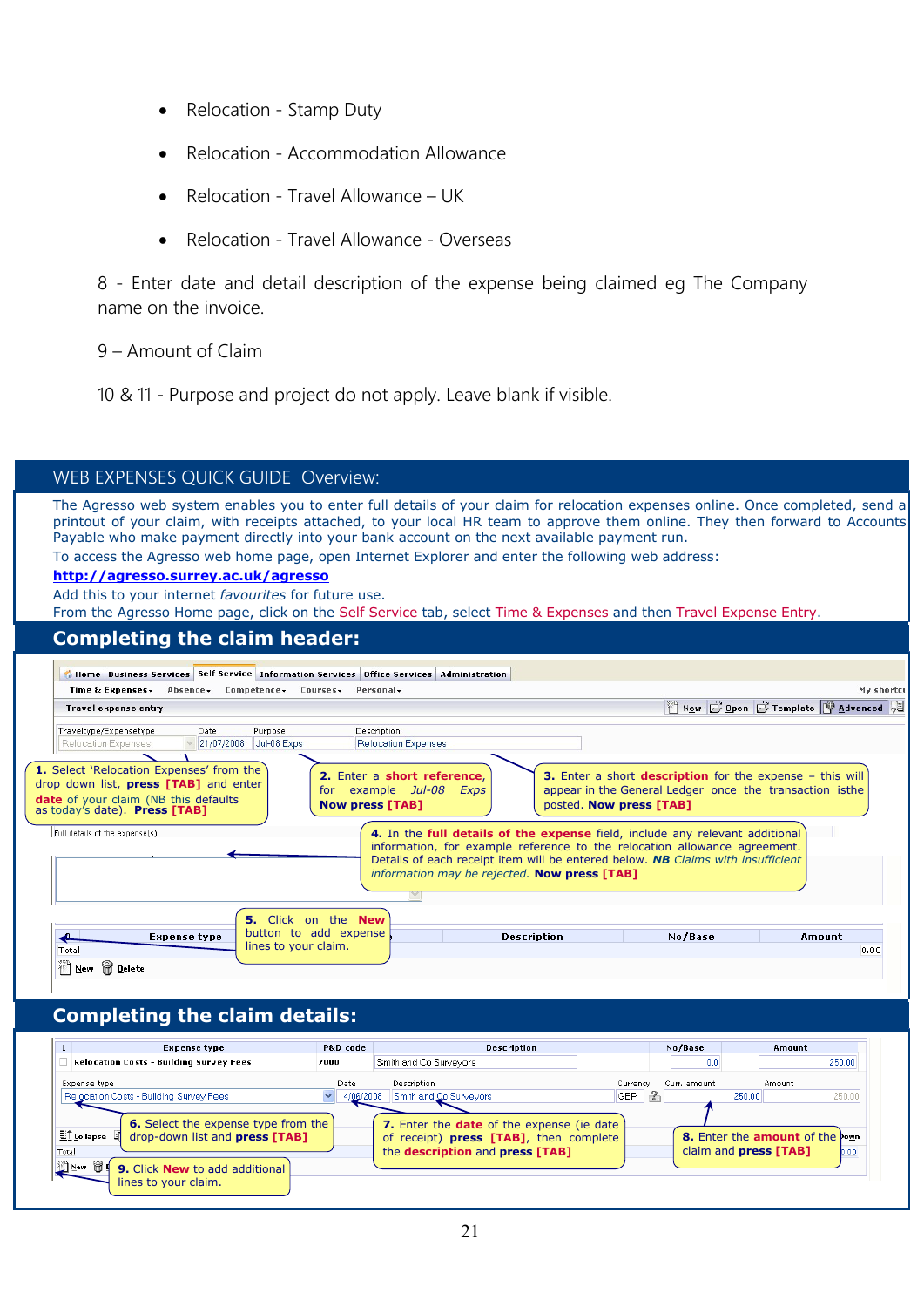- Relocation - Stamp Duty
- Relocation - Accommodation Allowance
- Relocation - Travel Allowance – UK
- Relocation - Travel Allowance - Overseas

8 - Enter date and detail description of the expense being claimed eg The Company name on the invoice.

9 – Amount of Claim

10 & 11 - Purpose and project do not apply. Leave blank if visible.

## WEB EXPENSES QUICK GUIDE Overview:

The Agresso web system enables you to enter full details of your claim for relocation expenses online. Once completed, send a printout of your claim, with receipts attached, to your local HR team to approve them online. They then forward to Accounts Payable who make payment directly into your bank account on the next available payment run.

To access the Agresso web home page, open Internet Explorer and enter the following web address:

**http://agresso.surrey.ac.uk/agresso**

Add this to your internet *favourites* for future use.

From the Agresso Home page, click on the Self Service tab, select Time & Expenses and then Travel Expense Entry.

## Completing the claim header:

**1.** Select 'Relocation Expenses' from the drop down list, **press [TAB]** and enter **date** of your claim (NB this defaults as today's date). **Press [TAB]**

**2.** Enter a **short reference**, for example *Jul-08 Exps* **Now press [TAB]**

**3.** Enter a short **description** for the expense – this will appear in the General Ledger once the transaction isthe posted. **Now press [TAB]**

**4.** In the **full details of the expense** field, include any relevant additional information, for example reference to the relocation allowance agreement. Details of each receipt item will be entered below. ***NB** Claims with insufficient information may be rejected.* **Now press [TAB]**

**5.** Click on the **New** button to add expense lines to your claim.

## Completing the claim details:

**6.** Select the expense type from the drop-down list and **press [TAB]**

**7.** Enter the **date** of the expense (ie date of receipt) **press [TAB]**, then complete the **description** and **press [TAB]**

**8.** Enter the **amount** of the claim and **press [TAB]**

**9.** Click **New** to add additional lines to your claim.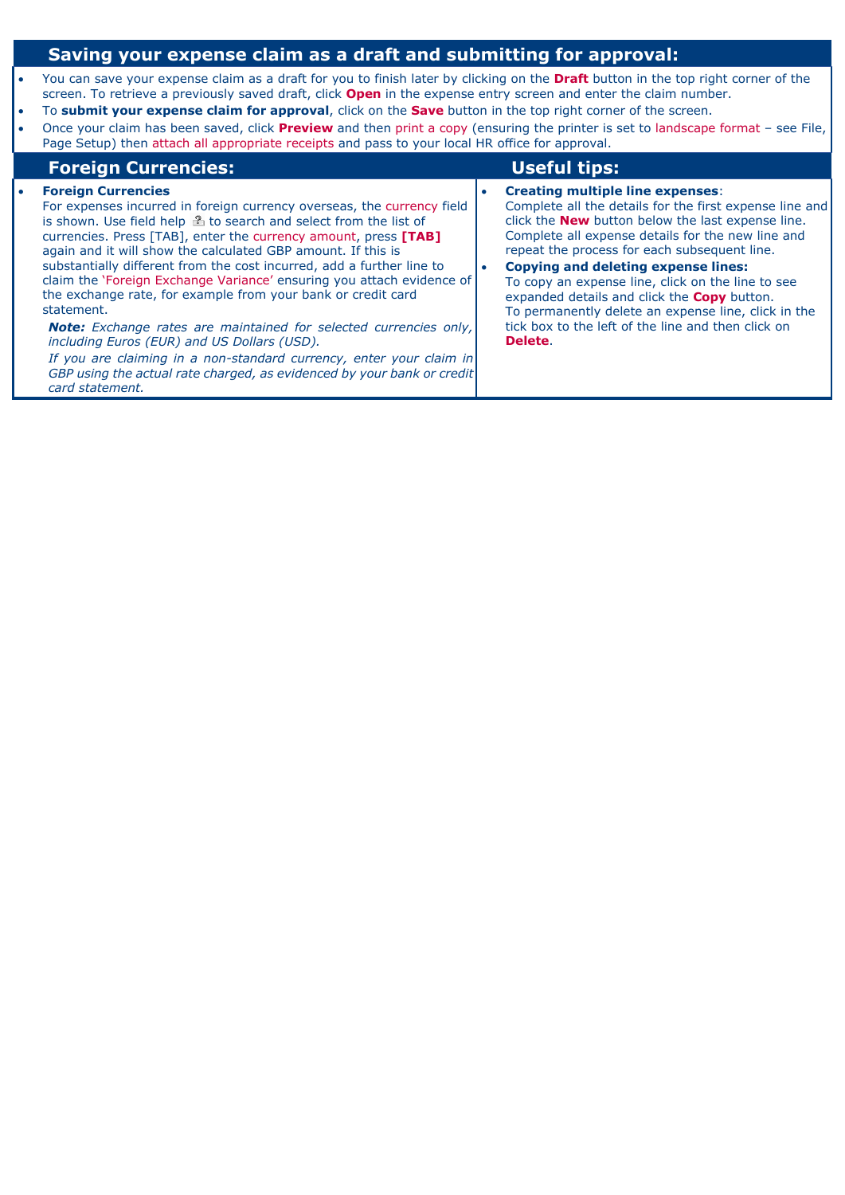## Saving your expense claim as a draft and submitting for approval:

- You can save your expense claim as a draft for you to finish later by clicking on the **Draft** button in the top right corner of the screen. To retrieve a previously saved draft, click **Open** in the expense entry screen and enter the claim number.
- To **submit your expense claim for approval**, click on the **Save** button in the top right corner of the screen.
- Once your claim has been saved, click **Preview** and then print a copy (ensuring the printer is set to landscape format – see File, Page Setup) then attach all appropriate receipts and pass to your local HR office for approval.

## Foreign Currencies:

- **Foreign Currencies**
  For expenses incurred in foreign currency overseas, the currency field is shown. Use field help to search and select from the list of currencies. Press [TAB], enter the currency amount, press **[TAB]** again and it will show the calculated GBP amount. If this is substantially different from the cost incurred, add a further line to claim the 'Foreign Exchange Variance' ensuring you attach evidence of the exchange rate, for example from your bank or credit card statement.

  ***Note:*** *Exchange rates are maintained for selected currencies only, including Euros (EUR) and US Dollars (USD).*

  *If you are claiming in a non-standard currency, enter your claim in GBP using the actual rate charged, as evidenced by your bank or credit card statement.*

## Useful tips:

- **Creating multiple line expenses**:
  Complete all the details for the first expense line and click the **New** button below the last expense line. Complete all expense details for the new line and repeat the process for each subsequent line.
- **Copying and deleting expense lines:**
  To copy an expense line, click on the line to see expanded details and click the **Copy** button.
  To permanently delete an expense line, click in the tick box to the left of the line and then click on **Delete**.